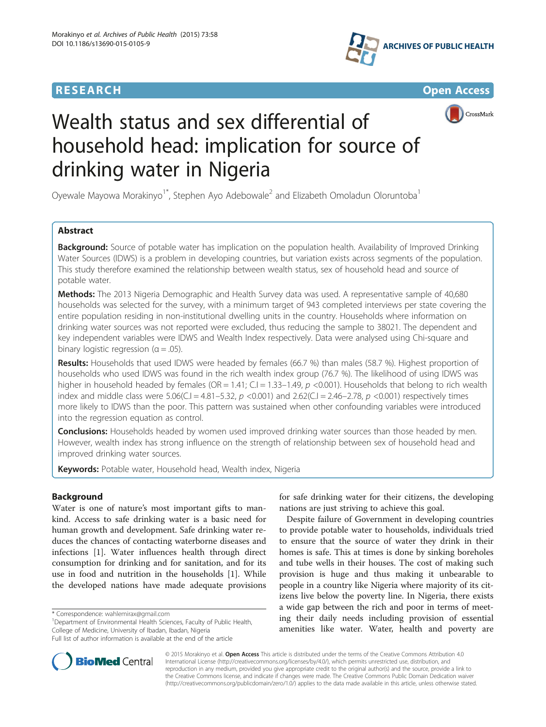RESEARCH Open Access

# Wealth status and sex differential of household head: implication for source of drinking water in Nigeria

Oyewale Mayowa Morakinyo[1*], Stephen Ayo Adebowale[2] and Elizabeth Omoladun Oloruntoba[1]

## Abstract

**Background:** Source of potable water has implication on the population health. Availability of Improved Drinking Water Sources (IDWS) is a problem in developing countries, but variation exists across segments of the population. This study therefore examined the relationship between wealth status, sex of household head and source of potable water.

**Methods:** The 2013 Nigeria Demographic and Health Survey data was used. A representative sample of 40,680 households was selected for the survey, with a minimum target of 943 completed interviews per state covering the entire population residing in non-institutional dwelling units in the country. Households where information on drinking water sources was not reported were excluded, thus reducing the sample to 38021. The dependent and key independent variables were IDWS and Wealth Index respectively. Data were analysed using Chi-square and binary logistic regression ($\alpha = .05$).

**Results:** Households that used IDWS were headed by females (66.7 %) than males (58.7 %). Highest proportion of households who used IDWS was found in the rich wealth index group (76.7 %). The likelihood of using IDWS was higher in household headed by females (OR = 1.41; C.I = 1.33–1.49, $p$ <0.001). Households that belong to rich wealth index and middle class were 5.06(C.I = 4.81–5.32, $p$ <0.001) and 2.62(C.I = 2.46–2.78, $p$ <0.001) respectively times more likely to IDWS than the poor. This pattern was sustained when other confounding variables were introduced into the regression equation as control.

**Conclusions:** Households headed by women used improved drinking water sources than those headed by men. However, wealth index has strong influence on the strength of relationship between sex of household head and improved drinking water sources.

**Keywords:** Potable water, Household head, Wealth index, Nigeria

## Background

Water is one of nature's most important gifts to mankind. Access to safe drinking water is a basic need for human growth and development. Safe drinking water reduces the chances of contacting waterborne diseases and infections [1]. Water influences health through direct consumption for drinking and for sanitation, and for its use in food and nutrition in the households [1]. While the developed nations have made adequate provisions for safe drinking water for their citizens, the developing nations are just striving to achieve this goal.

Despite failure of Government in developing countries to provide potable water to households, individuals tried to ensure that the source of water they drink in their homes is safe. This at times is done by sinking boreholes and tube wells in their houses. The cost of making such provision is huge and thus making it unbearable to people in a country like Nigeria where majority of its citizens live below the poverty line. In Nigeria, there exists a wide gap between the rich and poor in terms of meeting their daily needs including provision of essential amenities like water. Water, health and poverty are

\* Correspondence: wahlemirax@gmail.com
[1]Department of Environmental Health Sciences, Faculty of Public Health, College of Medicine, University of Ibadan, Ibadan, Nigeria
Full list of author information is available at the end of the article

© 2015 Morakinyo et al. **Open Access** This article is distributed under the terms of the Creative Commons Attribution 4.0 International License (http://creativecommons.org/licenses/by/4.0/), which permits unrestricted use, distribution, and reproduction in any medium, provided you give appropriate credit to the original author(s) and the source, provide a link to the Creative Commons license, and indicate if changes were made. The Creative Commons Public Domain Dedication waiver (http://creativecommons.org/publicdomain/zero/1.0/) applies to the data made available in this article, unless otherwise stated.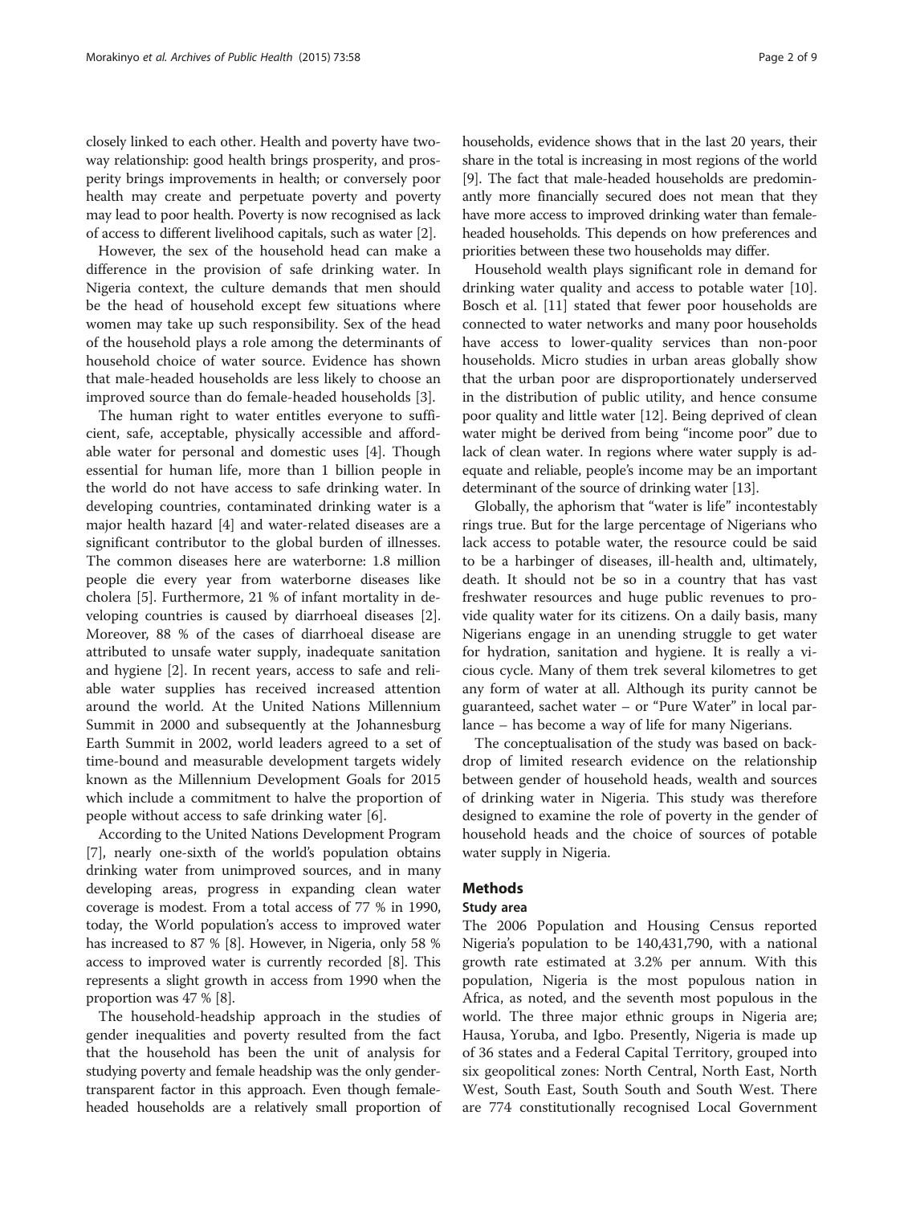closely linked to each other. Health and poverty have two-way relationship: good health brings prosperity, and prosperity brings improvements in health; or conversely poor health may create and perpetuate poverty and poverty may lead to poor health. Poverty is now recognised as lack of access to different livelihood capitals, such as water [2].

However, the sex of the household head can make a difference in the provision of safe drinking water. In Nigeria context, the culture demands that men should be the head of household except few situations where women may take up such responsibility. Sex of the head of the household plays a role among the determinants of household choice of water source. Evidence has shown that male-headed households are less likely to choose an improved source than do female-headed households [3].

The human right to water entitles everyone to sufficient, safe, acceptable, physically accessible and affordable water for personal and domestic uses [4]. Though essential for human life, more than 1 billion people in the world do not have access to safe drinking water. In developing countries, contaminated drinking water is a major health hazard [4] and water-related diseases are a significant contributor to the global burden of illnesses. The common diseases here are waterborne: 1.8 million people die every year from waterborne diseases like cholera [5]. Furthermore, 21 % of infant mortality in developing countries is caused by diarrhoeal diseases [2]. Moreover, 88 % of the cases of diarrhoeal disease are attributed to unsafe water supply, inadequate sanitation and hygiene [2]. In recent years, access to safe and reliable water supplies has received increased attention around the world. At the United Nations Millennium Summit in 2000 and subsequently at the Johannesburg Earth Summit in 2002, world leaders agreed to a set of time-bound and measurable development targets widely known as the Millennium Development Goals for 2015 which include a commitment to halve the proportion of people without access to safe drinking water [6].

According to the United Nations Development Program [7], nearly one-sixth of the world's population obtains drinking water from unimproved sources, and in many developing areas, progress in expanding clean water coverage is modest. From a total access of 77 % in 1990, today, the World population's access to improved water has increased to 87 % [8]. However, in Nigeria, only 58 % access to improved water is currently recorded [8]. This represents a slight growth in access from 1990 when the proportion was 47 % [8].

The household-headship approach in the studies of gender inequalities and poverty resulted from the fact that the household has been the unit of analysis for studying poverty and female headship was the only gender-transparent factor in this approach. Even though female-headed households are a relatively small proportion of households, evidence shows that in the last 20 years, their share in the total is increasing in most regions of the world [9]. The fact that male-headed households are predominantly more financially secured does not mean that they have more access to improved drinking water than female-headed households. This depends on how preferences and priorities between these two households may differ.

Household wealth plays significant role in demand for drinking water quality and access to potable water [10]. Bosch et al. [11] stated that fewer poor households are connected to water networks and many poor households have access to lower-quality services than non-poor households. Micro studies in urban areas globally show that the urban poor are disproportionately underserved in the distribution of public utility, and hence consume poor quality and little water [12]. Being deprived of clean water might be derived from being "income poor" due to lack of clean water. In regions where water supply is adequate and reliable, people's income may be an important determinant of the source of drinking water [13].

Globally, the aphorism that "water is life" incontestably rings true. But for the large percentage of Nigerians who lack access to potable water, the resource could be said to be a harbinger of diseases, ill-health and, ultimately, death. It should not be so in a country that has vast freshwater resources and huge public revenues to provide quality water for its citizens. On a daily basis, many Nigerians engage in an unending struggle to get water for hydration, sanitation and hygiene. It is really a vicious cycle. Many of them trek several kilometres to get any form of water at all. Although its purity cannot be guaranteed, sachet water – or "Pure Water" in local parlance – has become a way of life for many Nigerians.

The conceptualisation of the study was based on backdrop of limited research evidence on the relationship between gender of household heads, wealth and sources of drinking water in Nigeria. This study was therefore designed to examine the role of poverty in the gender of household heads and the choice of sources of potable water supply in Nigeria.

## Methods

### Study area

The 2006 Population and Housing Census reported Nigeria's population to be 140,431,790, with a national growth rate estimated at 3.2% per annum. With this population, Nigeria is the most populous nation in Africa, as noted, and the seventh most populous in the world. The three major ethnic groups in Nigeria are; Hausa, Yoruba, and Igbo. Presently, Nigeria is made up of 36 states and a Federal Capital Territory, grouped into six geopolitical zones: North Central, North East, North West, South East, South South and South West. There are 774 constitutionally recognised Local Government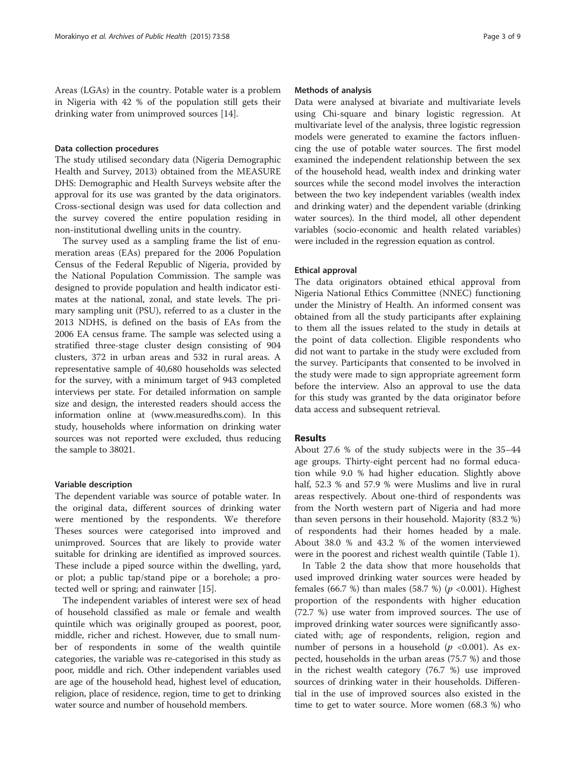Areas (LGAs) in the country. Potable water is a problem in Nigeria with 42 % of the population still gets their drinking water from unimproved sources [14].

### Data collection procedures

The study utilised secondary data (Nigeria Demographic Health and Survey, 2013) obtained from the MEASURE DHS: Demographic and Health Surveys website after the approval for its use was granted by the data originators. Cross-sectional design was used for data collection and the survey covered the entire population residing in non-institutional dwelling units in the country.

The survey used as a sampling frame the list of enumeration areas (EAs) prepared for the 2006 Population Census of the Federal Republic of Nigeria, provided by the National Population Commission. The sample was designed to provide population and health indicator estimates at the national, zonal, and state levels. The primary sampling unit (PSU), referred to as a cluster in the 2013 NDHS, is defined on the basis of EAs from the 2006 EA census frame. The sample was selected using a stratified three-stage cluster design consisting of 904 clusters, 372 in urban areas and 532 in rural areas. A representative sample of 40,680 households was selected for the survey, with a minimum target of 943 completed interviews per state. For detailed information on sample size and design, the interested readers should access the information online at (www.measuredhs.com). In this study, households where information on drinking water sources was not reported were excluded, thus reducing the sample to 38021.

### Variable description

The dependent variable was source of potable water. In the original data, different sources of drinking water were mentioned by the respondents. We therefore Theses sources were categorised into improved and unimproved. Sources that are likely to provide water suitable for drinking are identified as improved sources. These include a piped source within the dwelling, yard, or plot; a public tap/stand pipe or a borehole; a protected well or spring; and rainwater [15].

The independent variables of interest were sex of head of household classified as male or female and wealth quintile which was originally grouped as poorest, poor, middle, richer and richest. However, due to small number of respondents in some of the wealth quintile categories, the variable was re-categorised in this study as poor, middle and rich. Other independent variables used are age of the household head, highest level of education, religion, place of residence, region, time to get to drinking water source and number of household members.

### Methods of analysis

Data were analysed at bivariate and multivariate levels using Chi-square and binary logistic regression. At multivariate level of the analysis, three logistic regression models were generated to examine the factors influencing the use of potable water sources. The first model examined the independent relationship between the sex of the household head, wealth index and drinking water sources while the second model involves the interaction between the two key independent variables (wealth index and drinking water) and the dependent variable (drinking water sources). In the third model, all other dependent variables (socio-economic and health related variables) were included in the regression equation as control.

### Ethical approval

The data originators obtained ethical approval from Nigeria National Ethics Committee (NNEC) functioning under the Ministry of Health. An informed consent was obtained from all the study participants after explaining to them all the issues related to the study in details at the point of data collection. Eligible respondents who did not want to partake in the study were excluded from the survey. Participants that consented to be involved in the study were made to sign appropriate agreement form before the interview. Also an approval to use the data for this study was granted by the data originator before data access and subsequent retrieval.

## Results

About 27.6 % of the study subjects were in the 35–44 age groups. Thirty-eight percent had no formal education while 9.0 % had higher education. Slightly above half, 52.3 % and 57.9 % were Muslims and live in rural areas respectively. About one-third of respondents was from the North western part of Nigeria and had more than seven persons in their household. Majority (83.2 %) of respondents had their homes headed by a male. About 38.0 % and 43.2 % of the women interviewed were in the poorest and richest wealth quintile (Table 1).

In Table 2 the data show that more households that used improved drinking water sources were headed by females (66.7 %) than males (58.7 %) ($p$ <0.001). Highest proportion of the respondents with higher education (72.7 %) use water from improved sources. The use of improved drinking water sources were significantly associated with; age of respondents, religion, region and number of persons in a household ($p$ <0.001). As expected, households in the urban areas (75.7 %) and those in the richest wealth category (76.7 %) use improved sources of drinking water in their households. Differential in the use of improved sources also existed in the time to get to water source. More women (68.3 %) who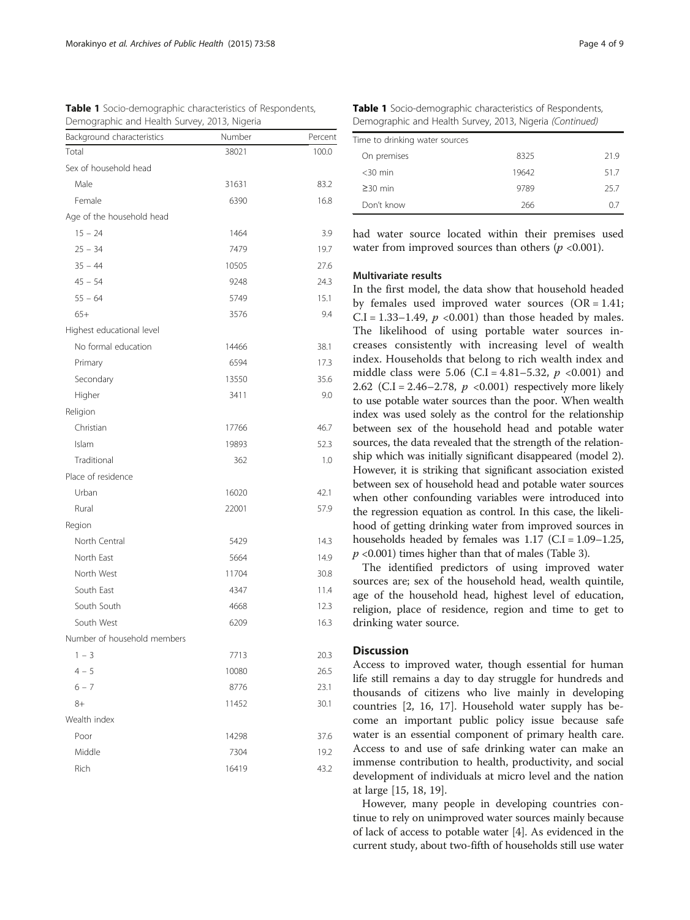**Table 1** Socio-demographic characteristics of Respondents, Demographic and Health Survey, 2013, Nigeria

| Background characteristics | Number | Percent |
|---|---|---|
| Total | 38021 | 100.0 |
| Sex of household head | | |
| Male | 31631 | 83.2 |
| Female | 6390 | 16.8 |
| Age of the household head | | |
| 15 – 24 | 1464 | 3.9 |
| 25 – 34 | 7479 | 19.7 |
| 35 – 44 | 10505 | 27.6 |
| 45 – 54 | 9248 | 24.3 |
| 55 – 64 | 5749 | 15.1 |
| 65+ | 3576 | 9.4 |
| Highest educational level | | |
| No formal education | 14466 | 38.1 |
| Primary | 6594 | 17.3 |
| Secondary | 13550 | 35.6 |
| Higher | 3411 | 9.0 |
| Religion | | |
| Christian | 17766 | 46.7 |
| Islam | 19893 | 52.3 |
| Traditional | 362 | 1.0 |
| Place of residence | | |
| Urban | 16020 | 42.1 |
| Rural | 22001 | 57.9 |
| Region | | |
| North Central | 5429 | 14.3 |
| North East | 5664 | 14.9 |
| North West | 11704 | 30.8 |
| South East | 4347 | 11.4 |
| South South | 4668 | 12.3 |
| South West | 6209 | 16.3 |
| Number of household members | | |
| 1 – 3 | 7713 | 20.3 |
| 4 – 5 | 10080 | 26.5 |
| 6 – 7 | 8776 | 23.1 |
| 8+ | 11452 | 30.1 |
| Wealth index | | |
| Poor | 14298 | 37.6 |
| Middle | 7304 | 19.2 |
| Rich | 16419 | 43.2 |
| Time to drinking water sources | | |
| On premises | 8325 | 21.9 |
| <30 min | 19642 | 51.7 |
| ≥30 min | 9789 | 25.7 |
| Don't know | 266 | 0.7 |

had water source located within their premises used water from improved sources than others ($p$ <0.001).

### Multivariate results

In the first model, the data show that household headed by females used improved water sources (OR = 1.41; C.I = 1.33–1.49, $p$ <0.001) than those headed by males. The likelihood of using portable water sources increases consistently with increasing level of wealth index. Households that belong to rich wealth index and middle class were 5.06 (C.I = 4.81–5.32, $p$ <0.001) and 2.62 (C.I = 2.46–2.78, $p$ <0.001) respectively more likely to use potable water sources than the poor. When wealth index was used solely as the control for the relationship between sex of the household head and potable water sources, the data revealed that the strength of the relationship which was initially significant disappeared (model 2). However, it is striking that significant association existed between sex of household head and potable water sources when other confounding variables were introduced into the regression equation as control. In this case, the likelihood of getting drinking water from improved sources in households headed by females was 1.17 (C.I = 1.09–1.25, $p$ <0.001) times higher than that of males (Table 3).

The identified predictors of using improved water sources are; sex of the household head, wealth quintile, age of the household head, highest level of education, religion, place of residence, region and time to get to drinking water source.

## Discussion

Access to improved water, though essential for human life still remains a day to day struggle for hundreds and thousands of citizens who live mainly in developing countries [2, 16, 17]. Household water supply has become an important public policy issue because safe water is an essential component of primary health care. Access to and use of safe drinking water can make an immense contribution to health, productivity, and social development of individuals at micro level and the nation at large [15, 18, 19].

However, many people in developing countries continue to rely on unimproved water sources mainly because of lack of access to potable water [4]. As evidenced in the current study, about two-fifth of households still use water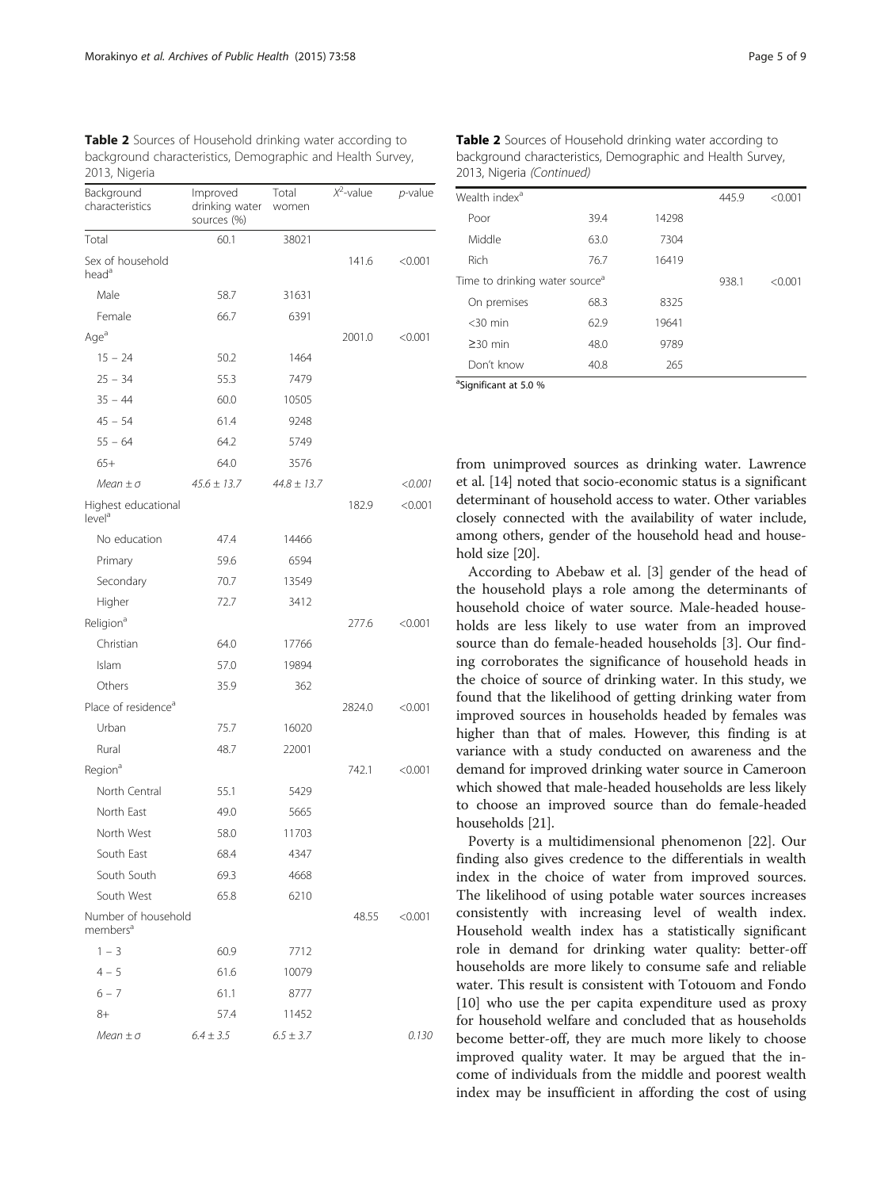**Table 2** Sources of Household drinking water according to background characteristics, Demographic and Health Survey, 2013, Nigeria

| Background characteristics | Improved drinking water sources (%) | Total women | $X^2$-value | *p*-value |
|---|---|---|---|---|
| Total | 60.1 | 38021 | | |
| Sex of household head[a] | | | 141.6 | <0.001 |
| Male | 58.7 | 31631 | | |
| Female | 66.7 | 6391 | | |
| Age[a] | | | 2001.0 | <0.001 |
| 15 – 24 | 50.2 | 1464 | | |
| 25 – 34 | 55.3 | 7479 | | |
| 35 – 44 | 60.0 | 10505 | | |
| 45 – 54 | 61.4 | 9248 | | |
| 55 – 64 | 64.2 | 5749 | | |
| 65+ | 64.0 | 3576 | | |
| *Mean* ± $\sigma$ | *45.6 ± 13.7* | *44.8 ± 13.7* | | *<0.001* |
| Highest educational level[a] | | | 182.9 | <0.001 |
| No education | 47.4 | 14466 | | |
| Primary | 59.6 | 6594 | | |
| Secondary | 70.7 | 13549 | | |
| Higher | 72.7 | 3412 | | |
| Religion[a] | | | 277.6 | <0.001 |
| Christian | 64.0 | 17766 | | |
| Islam | 57.0 | 19894 | | |
| Others | 35.9 | 362 | | |
| Place of residence[a] | | | 2824.0 | <0.001 |
| Urban | 75.7 | 16020 | | |
| Rural | 48.7 | 22001 | | |
| Region[a] | | | 742.1 | <0.001 |
| North Central | 55.1 | 5429 | | |
| North East | 49.0 | 5665 | | |
| North West | 58.0 | 11703 | | |
| South East | 68.4 | 4347 | | |
| South South | 69.3 | 4668 | | |
| South West | 65.8 | 6210 | | |
| Number of household members[a] | | | 48.55 | <0.001 |
| 1 – 3 | 60.9 | 7712 | | |
| 4 – 5 | 61.6 | 10079 | | |
| 6 – 7 | 61.1 | 8777 | | |
| 8+ | 57.4 | 11452 | | |
| *Mean* ± $\sigma$ | *6.4 ± 3.5* | *6.5 ± 3.7* | | *0.130* |
| Wealth index[a] | | | 445.9 | <0.001 |
| Poor | 39.4 | 14298 | | |
| Middle | 63.0 | 7304 | | |
| Rich | 76.7 | 16419 | | |
| Time to drinking water source[a] | | | 938.1 | <0.001 |
| On premises | 68.3 | 8325 | | |
| <30 min | 62.9 | 19641 | | |
| ≥30 min | 48.0 | 9789 | | |
| Don't know | 40.8 | 265 | | |

[a]Significant at 5.0 %

from unimproved sources as drinking water. Lawrence et al. [14] noted that socio-economic status is a significant determinant of household access to water. Other variables closely connected with the availability of water include, among others, gender of the household head and household size [20].

According to Abebaw et al. [3] gender of the head of the household plays a role among the determinants of household choice of water source. Male-headed households are less likely to use water from an improved source than do female-headed households [3]. Our finding corroborates the significance of household heads in the choice of source of drinking water. In this study, we found that the likelihood of getting drinking water from improved sources in households headed by females was higher than that of males. However, this finding is at variance with a study conducted on awareness and the demand for improved drinking water source in Cameroon which showed that male-headed households are less likely to choose an improved source than do female-headed households [21].

Poverty is a multidimensional phenomenon [22]. Our finding also gives credence to the differentials in wealth index in the choice of water from improved sources. The likelihood of using potable water sources increases consistently with increasing level of wealth index. Household wealth index has a statistically significant role in demand for drinking water quality: better-off households are more likely to consume safe and reliable water. This result is consistent with Totouom and Fondo [10] who use the per capita expenditure used as proxy for household welfare and concluded that as households become better-off, they are much more likely to choose improved quality water. It may be argued that the income of individuals from the middle and poorest wealth index may be insufficient in affording the cost of using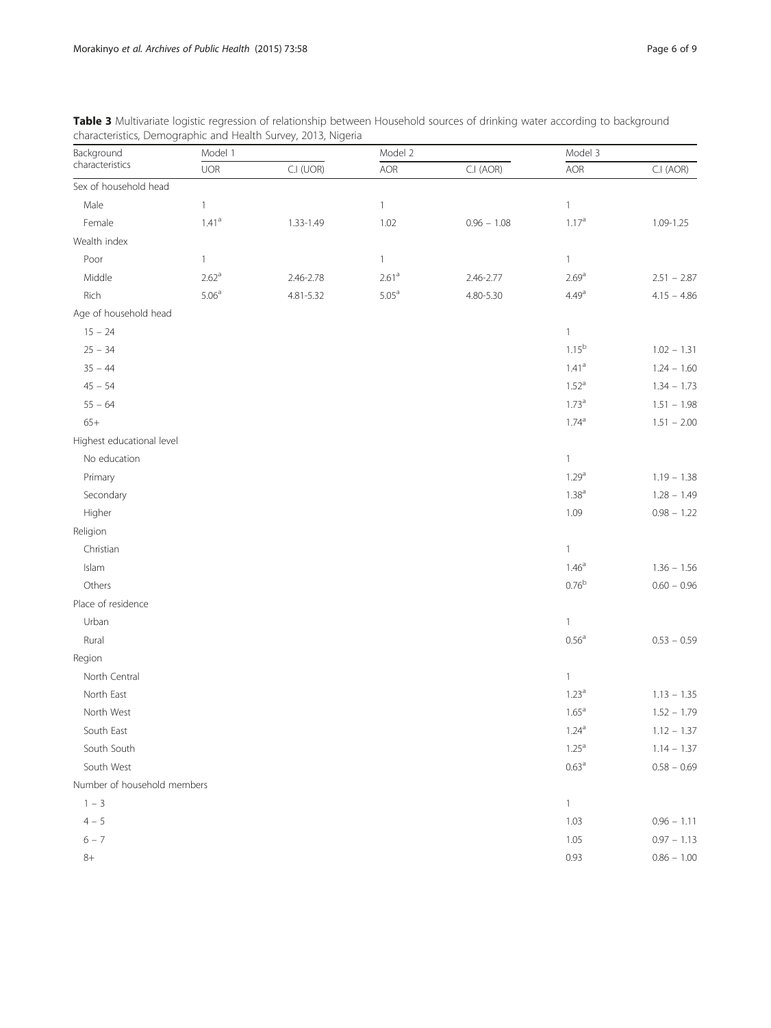**Table 3** Multivariate logistic regression of relationship between Household sources of drinking water according to background characteristics, Demographic and Health Survey, 2013, Nigeria

| Background characteristics | Model 1 | | Model 2 | | Model 3 | |
|---|---|---|---|---|---|---|
| | UOR | C.I (UOR) | AOR | C.I (AOR) | AOR | C.I (AOR) |
| Sex of household head | | | | | | |
| Male | 1 | | 1 | | 1 | |
| Female | 1.41[a] | 1.33-1.49 | 1.02 | 0.96 – 1.08 | 1.17[a] | 1.09-1.25 |
| Wealth index | | | | | | |
| Poor | 1 | | 1 | | 1 | |
| Middle | 2.62[a] | 2.46-2.78 | 2.61[a] | 2.46-2.77 | 2.69[a] | 2.51 – 2.87 |
| Rich | 5.06[a] | 4.81-5.32 | 5.05[a] | 4.80-5.30 | 4.49[a] | 4.15 – 4.86 |
| Age of household head | | | | | | |
| 15 – 24 | | | | | 1 | |
| 25 – 34 | | | | | 1.15[b] | 1.02 – 1.31 |
| 35 – 44 | | | | | 1.41[a] | 1.24 – 1.60 |
| 45 – 54 | | | | | 1.52[a] | 1.34 – 1.73 |
| 55 – 64 | | | | | 1.73[a] | 1.51 – 1.98 |
| 65+ | | | | | 1.74[a] | 1.51 – 2.00 |
| Highest educational level | | | | | | |
| No education | | | | | 1 | |
| Primary | | | | | 1.29[a] | 1.19 – 1.38 |
| Secondary | | | | | 1.38[a] | 1.28 – 1.49 |
| Higher | | | | | 1.09 | 0.98 – 1.22 |
| Religion | | | | | | |
| Christian | | | | | 1 | |
| Islam | | | | | 1.46[a] | 1.36 – 1.56 |
| Others | | | | | 0.76[b] | 0.60 – 0.96 |
| Place of residence | | | | | | |
| Urban | | | | | 1 | |
| Rural | | | | | 0.56[a] | 0.53 – 0.59 |
| Region | | | | | | |
| North Central | | | | | 1 | |
| North East | | | | | 1.23[a] | 1.13 – 1.35 |
| North West | | | | | 1.65[a] | 1.52 – 1.79 |
| South East | | | | | 1.24[a] | 1.12 – 1.37 |
| South South | | | | | 1.25[a] | 1.14 – 1.37 |
| South West | | | | | 0.63[a] | 0.58 – 0.69 |
| Number of household members | | | | | | |
| 1 – 3 | | | | | 1 | |
| 4 – 5 | | | | | 1.03 | 0.96 – 1.11 |
| 6 – 7 | | | | | 1.05 | 0.97 – 1.13 |
| 8+ | | | | | 0.93 | 0.86 – 1.00 |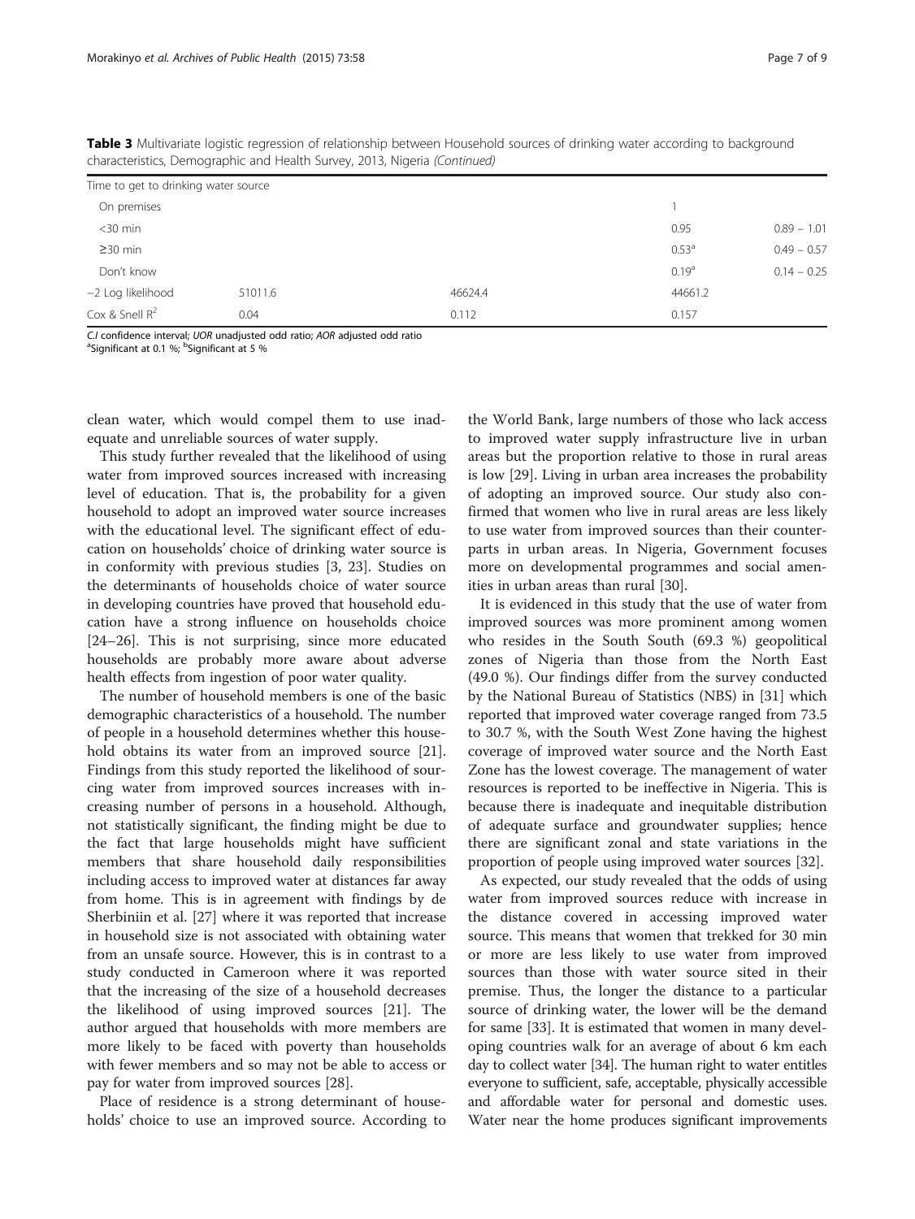**Table 3** Multivariate logistic regression of relationship between Household sources of drinking water according to background characteristics, Demographic and Health Survey, 2013, Nigeria *(Continued)*

| | | | | |
|---|---|---|---|---|
| Time to get to drinking water source | | | | |
| On premises | | | 1 | |
| <30 min | | | 0.95 | 0.89 − 1.01 |
| ≥30 min | | | 0.53[a] | 0.49 − 0.57 |
| Don't know | | | 0.19[a] | 0.14 − 0.25 |
| −2 Log likelihood | 51011.6 | 46624.4 | 44661.2 | |
| Cox & Snell $R^2$ | 0.04 | 0.112 | 0.157 | |

*C.I* confidence interval; *UOR* unadjusted odd ratio; *AOR* adjusted odd ratio
[a]Significant at 0.1 %; [b]Significant at 5 %

clean water, which would compel them to use inadequate and unreliable sources of water supply.

This study further revealed that the likelihood of using water from improved sources increased with increasing level of education. That is, the probability for a given household to adopt an improved water source increases with the educational level. The significant effect of education on households' choice of drinking water source is in conformity with previous studies [3, 23]. Studies on the determinants of households choice of water source in developing countries have proved that household education have a strong influence on households choice [24–26]. This is not surprising, since more educated households are probably more aware about adverse health effects from ingestion of poor water quality.

The number of household members is one of the basic demographic characteristics of a household. The number of people in a household determines whether this household obtains its water from an improved source [21]. Findings from this study reported the likelihood of sourcing water from improved sources increases with increasing number of persons in a household. Although, not statistically significant, the finding might be due to the fact that large households might have sufficient members that share household daily responsibilities including access to improved water at distances far away from home. This is in agreement with findings by de Sherbiniin et al. [27] where it was reported that increase in household size is not associated with obtaining water from an unsafe source. However, this is in contrast to a study conducted in Cameroon where it was reported that the increasing of the size of a household decreases the likelihood of using improved sources [21]. The author argued that households with more members are more likely to be faced with poverty than households with fewer members and so may not be able to access or pay for water from improved sources [28].

Place of residence is a strong determinant of households' choice to use an improved source. According to the World Bank, large numbers of those who lack access to improved water supply infrastructure live in urban areas but the proportion relative to those in rural areas is low [29]. Living in urban area increases the probability of adopting an improved source. Our study also confirmed that women who live in rural areas are less likely to use water from improved sources than their counterparts in urban areas. In Nigeria, Government focuses more on developmental programmes and social amenities in urban areas than rural [30].

It is evidenced in this study that the use of water from improved sources was more prominent among women who resides in the South South (69.3 %) geopolitical zones of Nigeria than those from the North East (49.0 %). Our findings differ from the survey conducted by the National Bureau of Statistics (NBS) in [31] which reported that improved water coverage ranged from 73.5 to 30.7 %, with the South West Zone having the highest coverage of improved water source and the North East Zone has the lowest coverage. The management of water resources is reported to be ineffective in Nigeria. This is because there is inadequate and inequitable distribution of adequate surface and groundwater supplies; hence there are significant zonal and state variations in the proportion of people using improved water sources [32].

As expected, our study revealed that the odds of using water from improved sources reduce with increase in the distance covered in accessing improved water source. This means that women that trekked for 30 min or more are less likely to use water from improved sources than those with water source sited in their premise. Thus, the longer the distance to a particular source of drinking water, the lower will be the demand for same [33]. It is estimated that women in many developing countries walk for an average of about 6 km each day to collect water [34]. The human right to water entitles everyone to sufficient, safe, acceptable, physically accessible and affordable water for personal and domestic uses. Water near the home produces significant improvements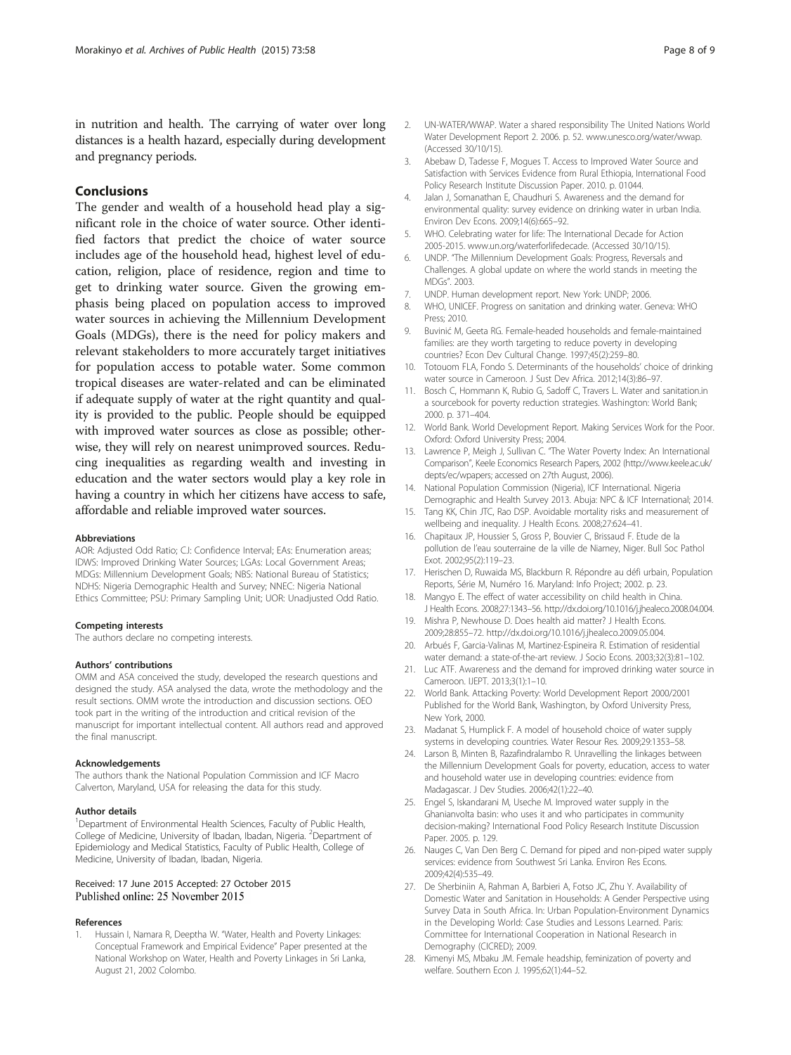in nutrition and health. The carrying of water over long distances is a health hazard, especially during development and pregnancy periods.

## Conclusions

The gender and wealth of a household head play a significant role in the choice of water source. Other identified factors that predict the choice of water source includes age of the household head, highest level of education, religion, place of residence, region and time to get to drinking water source. Given the growing emphasis being placed on population access to improved water sources in achieving the Millennium Development Goals (MDGs), there is the need for policy makers and relevant stakeholders to more accurately target initiatives for population access to potable water. Some common tropical diseases are water-related and can be eliminated if adequate supply of water at the right quantity and quality is provided to the public. People should be equipped with improved water sources as close as possible; otherwise, they will rely on nearest unimproved sources. Reducing inequalities as regarding wealth and investing in education and the water sectors would play a key role in having a country in which her citizens have access to safe, affordable and reliable improved water sources.

#### Abbreviations

AOR: Adjusted Odd Ratio; C.I: Confidence Interval; EAs: Enumeration areas; IDWS: Improved Drinking Water Sources; LGAs: Local Government Areas; MDGs: Millennium Development Goals; NBS: National Bureau of Statistics; NDHS: Nigeria Demographic Health and Survey; NNEC: Nigeria National Ethics Committee; PSU: Primary Sampling Unit; UOR: Unadjusted Odd Ratio.

#### Competing interests

The authors declare no competing interests.

#### Authors' contributions

OMM and ASA conceived the study, developed the research questions and designed the study. ASA analysed the data, wrote the methodology and the result sections. OMM wrote the introduction and discussion sections. OEO took part in the writing of the introduction and critical revision of the manuscript for important intellectual content. All authors read and approved the final manuscript.

#### Acknowledgements

The authors thank the National Population Commission and ICF Macro Calverton, Maryland, USA for releasing the data for this study.

#### Author details

[1]Department of Environmental Health Sciences, Faculty of Public Health, College of Medicine, University of Ibadan, Ibadan, Nigeria. [2]Department of Epidemiology and Medical Statistics, Faculty of Public Health, College of Medicine, University of Ibadan, Ibadan, Nigeria.

Received: 17 June 2015 Accepted: 27 October 2015
Published online: 25 November 2015

#### References

1. Hussain I, Namara R, Deeptha W. "Water, Health and Poverty Linkages: Conceptual Framework and Empirical Evidence" Paper presented at the National Workshop on Water, Health and Poverty Linkages in Sri Lanka, August 21, 2002 Colombo.
2. UN-WATER/WWAP. Water a shared responsibility The United Nations World Water Development Report 2. 2006. p. 52. www.unesco.org/water/wwap. (Accessed 30/10/15).
3. Abebaw D, Tadesse F, Mogues T. Access to Improved Water Source and Satisfaction with Services Evidence from Rural Ethiopia, International Food Policy Research Institute Discussion Paper. 2010. p. 01044.
4. Jalan J, Somanathan E, Chaudhuri S. Awareness and the demand for environmental quality: survey evidence on drinking water in urban India. Environ Dev Econs. 2009;14(6):665–92.
5. WHO. Celebrating water for life: The International Decade for Action 2005-2015. www.un.org/waterforlifedecade. (Accessed 30/10/15).
6. UNDP. "The Millennium Development Goals: Progress, Reversals and Challenges. A global update on where the world stands in meeting the MDGs". 2003.
7. UNDP. Human development report. New York: UNDP; 2006.
8. WHO, UNICEF. Progress on sanitation and drinking water. Geneva: WHO Press; 2010.
9. Buvinić M, Geeta RG. Female-headed households and female-maintained families: are they worth targeting to reduce poverty in developing countries? Econ Dev Cultural Change. 1997;45(2):259–80.
10. Totouom FLA, Fondo S. Determinants of the households' choice of drinking water source in Cameroon. J Sust Dev Africa. 2012;14(3):86–97.
11. Bosch C, Hommann K, Rubio G, Sadoff C, Travers L. Water and sanitation.in a sourcebook for poverty reduction strategies. Washington: World Bank; 2000. p. 371–404.
12. World Bank. World Development Report. Making Services Work for the Poor. Oxford: Oxford University Press; 2004.
13. Lawrence P, Meigh J, Sullivan C. "The Water Poverty Index: An International Comparison", Keele Economics Research Papers, 2002 (http://www.keele.ac.uk/depts/ec/wpapers; accessed on 27th August, 2006).
14. National Population Commission (Nigeria), ICF International. Nigeria Demographic and Health Survey 2013. Abuja: NPC & ICF International; 2014.
15. Tang KK, Chin JTC, Rao DSP. Avoidable mortality risks and measurement of wellbeing and inequality. J Health Econs. 2008;27:624–41.
16. Chapitaux JP, Houssier S, Gross P, Bouvier C, Brissaud F. Etude de la pollution de l'eau souterraine de la ville de Niamey, Niger. Bull Soc Pathol Exot. 2002;95(2):119–23.
17. Herischen D, Ruwaida MS, Blackburn R. Répondre au défi urbain, Population Reports, Série M, Numéro 16. Maryland: Info Project; 2002. p. 23.
18. Mangyo E. The effect of water accessibility on child health in China. J Health Econs. 2008;27:1343–56. http://dx.doi.org/10.1016/j.jhealeco.2008.04.004.
19. Mishra P, Newhouse D. Does health aid matter? J Health Econs. 2009;28:855–72. http://dx.doi.org/10.1016/j.jhealeco.2009.05.004.
20. Arbués F, Garcia-Valinas M, Martinez-Espineira R. Estimation of residential water demand: a state-of-the-art review. J Socio Econs. 2003;32(3):81–102.
21. Luc ATF. Awareness and the demand for improved drinking water source in Cameroon. IJEPT. 2013;3(1):1–10.
22. World Bank. Attacking Poverty: World Development Report 2000/2001 Published for the World Bank, Washington, by Oxford University Press, New York, 2000.
23. Madanat S, Humplick F. A model of household choice of water supply systems in developing countries. Water Resour Res. 2009;29:1353–58.
24. Larson B, Minten B, Razafindralambo R. Unravelling the linkages between the Millennium Development Goals for poverty, education, access to water and household water use in developing countries: evidence from Madagascar. J Dev Studies. 2006;42(1):22–40.
25. Engel S, Iskandarani M, Useche M. Improved water supply in the Ghanianvolta basin: who uses it and who participates in community decision-making? International Food Policy Research Institute Discussion Paper. 2005. p. 129.
26. Nauges C, Van Den Berg C. Demand for piped and non-piped water supply services: evidence from Southwest Sri Lanka. Environ Res Econs. 2009;42(4):535–49.
27. De Sherbiniin A, Rahman A, Barbieri A, Fotso JC, Zhu Y. Availability of Domestic Water and Sanitation in Households: A Gender Perspective using Survey Data in South Africa. In: Urban Population-Environment Dynamics in the Developing World: Case Studies and Lessons Learned. Paris: Committee for International Cooperation in National Research in Demography (CICRED); 2009.
28. Kimenyi MS, Mbaku JM. Female headship, feminization of poverty and welfare. Southern Econ J. 1995;62(1):44–52.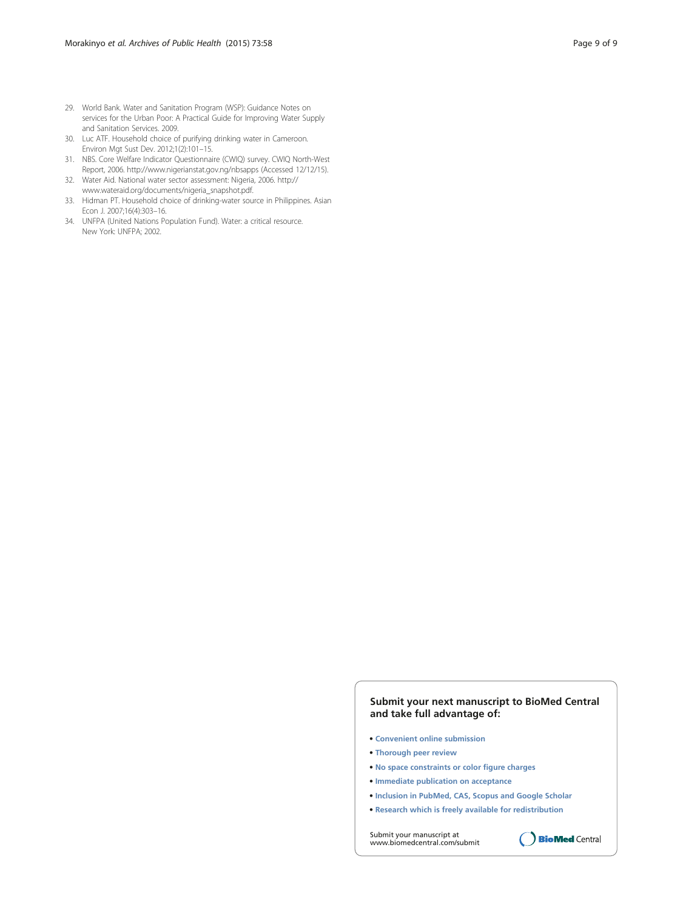29. World Bank. Water and Sanitation Program (WSP): Guidance Notes on services for the Urban Poor: A Practical Guide for Improving Water Supply and Sanitation Services. 2009.
30. Luc ATF. Household choice of purifying drinking water in Cameroon. Environ Mgt Sust Dev. 2012;1(2):101–15.
31. NBS. Core Welfare Indicator Questionnaire (CWIQ) survey. CWIQ North-West Report, 2006. http://www.nigerianstat.gov.ng/nbsapps (Accessed 12/12/15).
32. Water Aid. National water sector assessment: Nigeria, 2006. http://www.wateraid.org/documents/nigeria_snapshot.pdf.
33. Hidman PT. Household choice of drinking-water source in Philippines. Asian Econ J. 2007;16(4):303–16.
34. UNFPA (United Nations Population Fund). Water: a critical resource. New York: UNFPA; 2002.

**Submit your next manuscript to BioMed Central and take full advantage of:**

- **Convenient online submission**
- **Thorough peer review**
- **No space constraints or color figure charges**
- **Immediate publication on acceptance**
- **Inclusion in PubMed, CAS, Scopus and Google Scholar**
- **Research which is freely available for redistribution**

Submit your manuscript at
www.biomedcentral.com/submit

BioMed Central